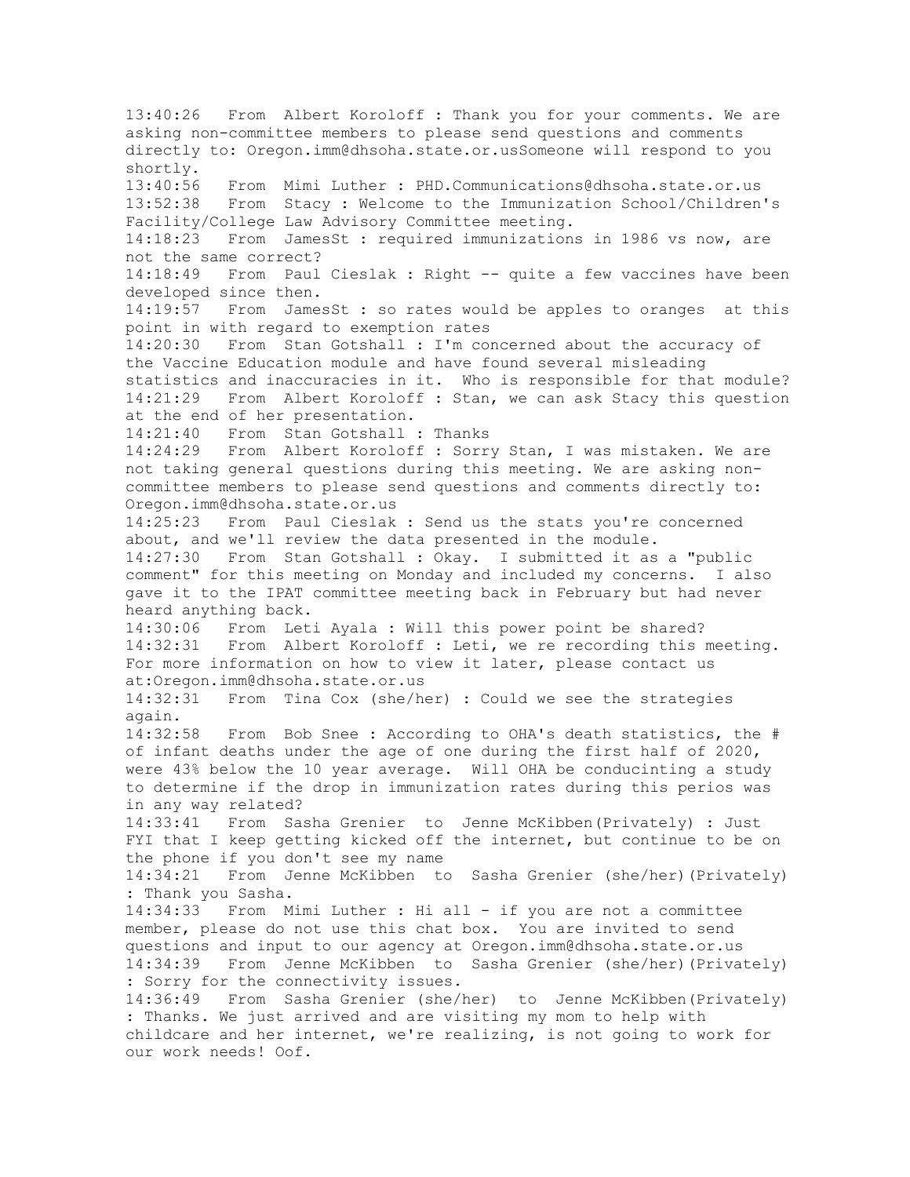13:40:26 From Albert Koroloff : Thank you for your comments. We are asking non-committee members to please send questions and comments directly to: Oregon.imm@dhsoha.state.or.usSomeone will respond to you shortly.

13:40:56 From Mimi Luther : PHD.Communications@dhsoha.state.or.us

13:52:38 From Stacy : Welcome to the Immunization School/Children's Facility/College Law Advisory Committee meeting.

14:18:23 From JamesSt : required immunizations in 1986 vs now, are not the same correct?

14:18:49 From Paul Cieslak : Right -- quite a few vaccines have been developed since then.

14:19:57 From JamesSt : so rates would be apples to oranges at this point in with regard to exemption rates

14:20:30 From Stan Gotshall : I'm concerned about the accuracy of the Vaccine Education module and have found several misleading statistics and inaccuracies in it. Who is responsible for that module?

14:21:29 From Albert Koroloff : Stan, we can ask Stacy this question at the end of her presentation.

14:21:40 From Stan Gotshall : Thanks

14:24:29 From Albert Koroloff : Sorry Stan, I was mistaken. We are not taking general questions during this meeting. We are asking non-committee members to please send questions and comments directly to: Oregon.imm@dhsoha.state.or.us

14:25:23 From Paul Cieslak : Send us the stats you're concerned about, and we'll review the data presented in the module.

14:27:30 From Stan Gotshall : Okay. I submitted it as a "public comment" for this meeting on Monday and included my concerns. I also gave it to the IPAT committee meeting back in February but had never heard anything back.

14:30:06 From Leti Ayala : Will this power point be shared?

14:32:31 From Albert Koroloff : Leti, we re recording this meeting. For more information on how to view it later, please contact us at:Oregon.imm@dhsoha.state.or.us

14:32:31 From Tina Cox (she/her) : Could we see the strategies again.

14:32:58 From Bob Snee : According to OHA's death statistics, the # of infant deaths under the age of one during the first half of 2020, were 43% below the 10 year average. Will OHA be conducinting a study to determine if the drop in immunization rates during this perios was in any way related?

14:33:41 From Sasha Grenier to Jenne McKibben(Privately) : Just FYI that I keep getting kicked off the internet, but continue to be on the phone if you don't see my name

14:34:21 From Jenne McKibben to Sasha Grenier (she/her)(Privately) : Thank you Sasha.

14:34:33 From Mimi Luther : Hi all - if you are not a committee member, please do not use this chat box. You are invited to send questions and input to our agency at Oregon.imm@dhsoha.state.or.us

14:34:39 From Jenne McKibben to Sasha Grenier (she/her)(Privately) : Sorry for the connectivity issues.

14:36:49 From Sasha Grenier (she/her) to Jenne McKibben(Privately) : Thanks. We just arrived and are visiting my mom to help with childcare and her internet, we're realizing, is not going to work for our work needs! Oof.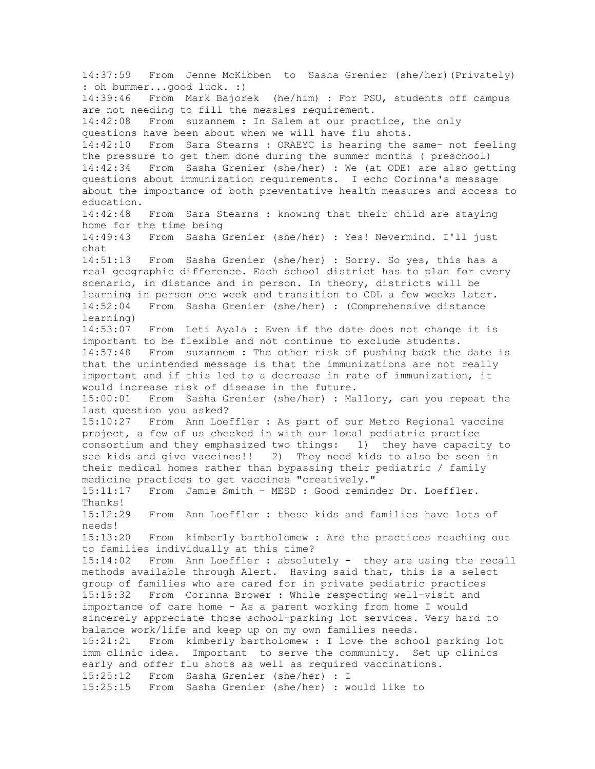14:37:59 From Jenne McKibben to Sasha Grenier (she/her)(Privately) : oh bummer...good luck. :)
14:39:46 From Mark Bajorek (he/him) : For PSU, students off campus are not needing to fill the measles requirement.
14:42:08 From suzannem : In Salem at our practice, the only questions have been about when we will have flu shots.
14:42:10 From Sara Stearns : ORAEYC is hearing the same- not feeling the pressure to get them done during the summer months ( preschool)
14:42:34 From Sasha Grenier (she/her) : We (at ODE) are also getting questions about immunization requirements. I echo Corinna's message about the importance of both preventative health measures and access to education.
14:42:48 From Sara Stearns : knowing that their child are staying home for the time being
14:49:43 From Sasha Grenier (she/her) : Yes! Nevermind. I'll just chat
14:51:13 From Sasha Grenier (she/her) : Sorry. So yes, this has a real geographic difference. Each school district has to plan for every scenario, in distance and in person. In theory, districts will be learning in person one week and transition to CDL a few weeks later.
14:52:04 From Sasha Grenier (she/her) : (Comprehensive distance learning)
14:53:07 From Leti Ayala : Even if the date does not change it is important to be flexible and not continue to exclude students.
14:57:48 From suzannem : The other risk of pushing back the date is that the unintended message is that the immunizations are not really important and if this led to a decrease in rate of immunization, it would increase risk of disease in the future.
15:00:01 From Sasha Grenier (she/her) : Mallory, can you repeat the last question you asked?
15:10:27 From Ann Loeffler : As part of our Metro Regional vaccine project, a few of us checked in with our local pediatric practice consortium and they emphasized two things: 1) they have capacity to see kids and give vaccines!! 2) They need kids to also be seen in their medical homes rather than bypassing their pediatric / family medicine practices to get vaccines "creatively."
15:11:17 From Jamie Smith - MESD : Good reminder Dr. Loeffler. Thanks!
15:12:29 From Ann Loeffler : these kids and families have lots of needs!
15:13:20 From kimberly bartholomew : Are the practices reaching out to families individually at this time?
15:14:02 From Ann Loeffler : absolutely - they are using the recall methods available through Alert. Having said that, this is a select group of families who are cared for in private pediatric practices
15:18:32 From Corinna Brower : While respecting well-visit and importance of care home - As a parent working from home I would sincerely appreciate those school-parking lot services. Very hard to balance work/life and keep up on my own families needs.
15:21:21 From kimberly bartholomew : I love the school parking lot imm clinic idea. Important to serve the community. Set up clinics early and offer flu shots as well as required vaccinations.
15:25:12 From Sasha Grenier (she/her) : I
15:25:15 From Sasha Grenier (she/her) : would like to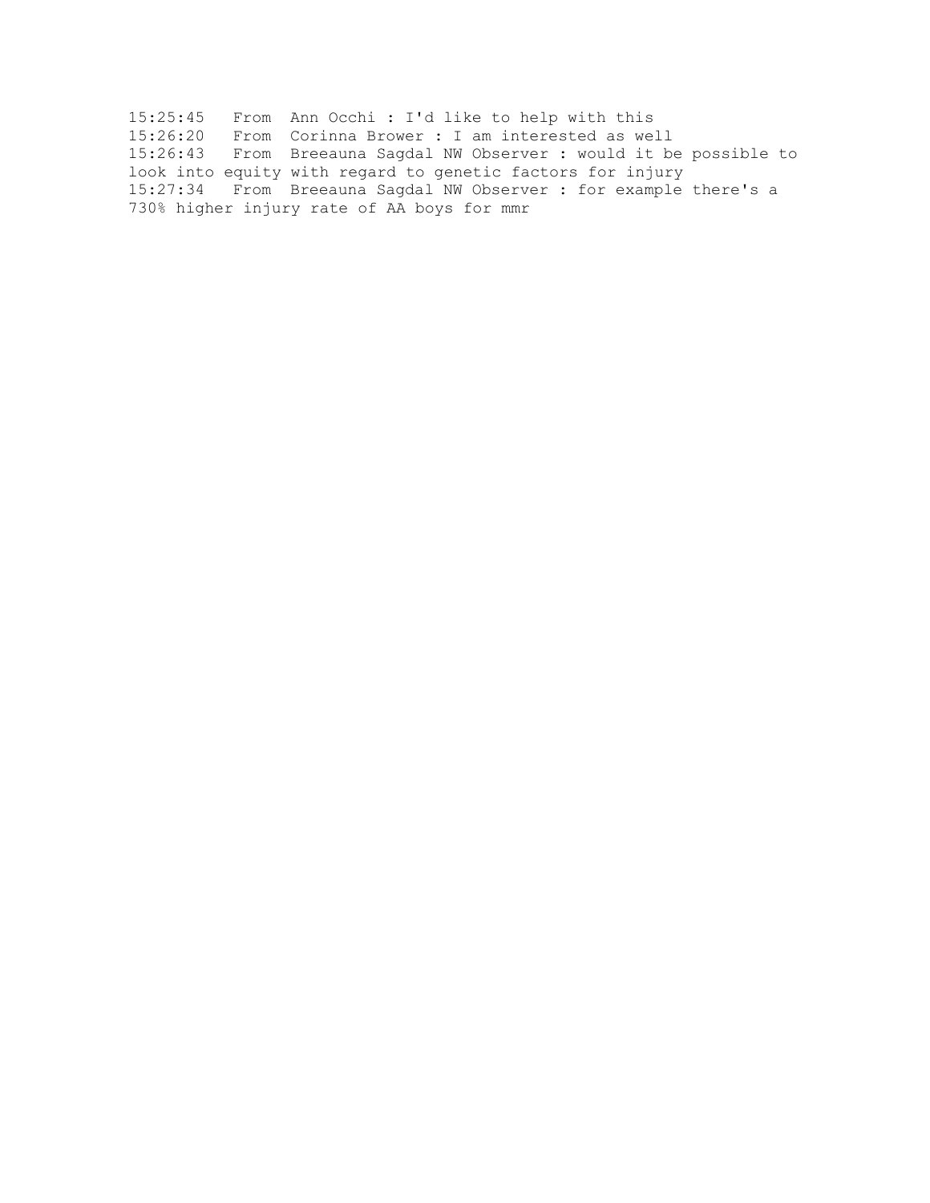15:25:45 From Ann Occhi : I'd like to help with this
15:26:20 From Corinna Brower : I am interested as well
15:26:43 From Breeauna Sagdal NW Observer : would it be possible to look into equity with regard to genetic factors for injury
15:27:34 From Breeauna Sagdal NW Observer : for example there's a 730% higher injury rate of AA boys for mmr